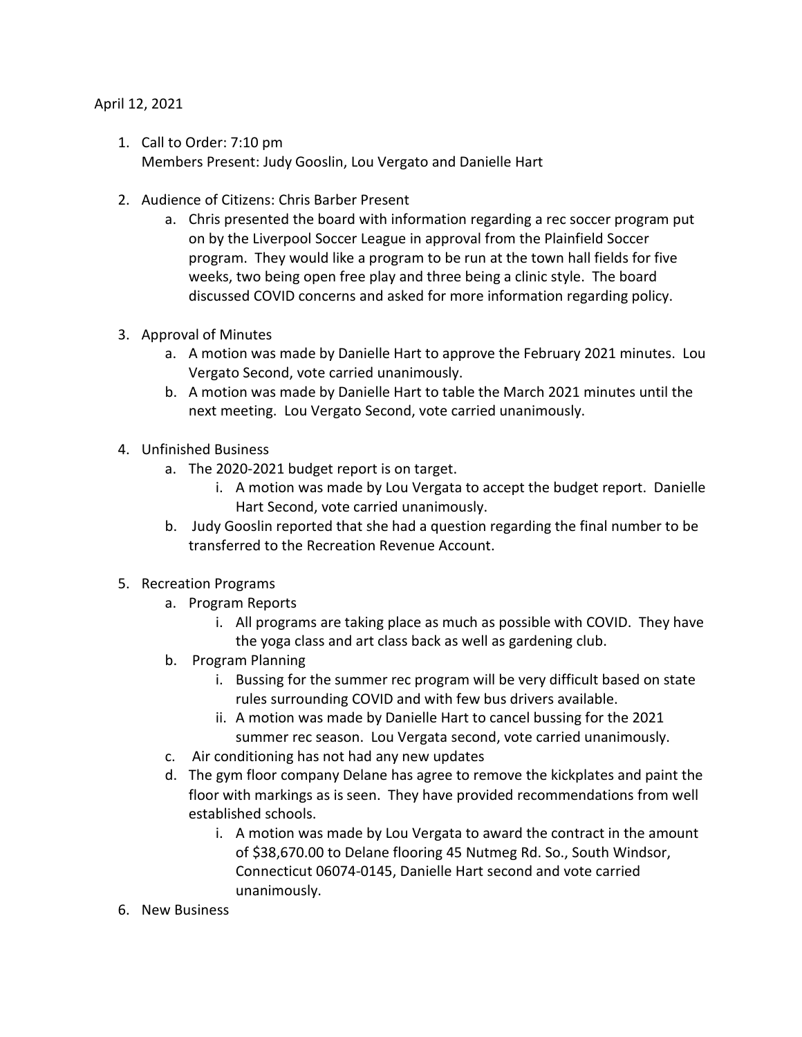April 12, 2021

1. Call to Order: 7:10 pm
   Members Present: Judy Gooslin, Lou Vergato and Danielle Hart

2. Audience of Citizens: Chris Barber Present
   a. Chris presented the board with information regarding a rec soccer program put on by the Liverpool Soccer League in approval from the Plainfield Soccer program. They would like a program to be run at the town hall fields for five weeks, two being open free play and three being a clinic style. The board discussed COVID concerns and asked for more information regarding policy.

3. Approval of Minutes
   a. A motion was made by Danielle Hart to approve the February 2021 minutes. Lou Vergato Second, vote carried unanimously.
   b. A motion was made by Danielle Hart to table the March 2021 minutes until the next meeting. Lou Vergato Second, vote carried unanimously.

4. Unfinished Business
   a. The 2020-2021 budget report is on target.
      i. A motion was made by Lou Vergata to accept the budget report. Danielle Hart Second, vote carried unanimously.
   b. Judy Gooslin reported that she had a question regarding the final number to be transferred to the Recreation Revenue Account.

5. Recreation Programs
   a. Program Reports
      i. All programs are taking place as much as possible with COVID. They have the yoga class and art class back as well as gardening club.
   b. Program Planning
      i. Bussing for the summer rec program will be very difficult based on state rules surrounding COVID and with few bus drivers available.
      ii. A motion was made by Danielle Hart to cancel bussing for the 2021 summer rec season. Lou Vergata second, vote carried unanimously.
   c. Air conditioning has not had any new updates
   d. The gym floor company Delane has agree to remove the kickplates and paint the floor with markings as is seen. They have provided recommendations from well established schools.
      i. A motion was made by Lou Vergata to award the contract in the amount of $38,670.00 to Delane flooring 45 Nutmeg Rd. So., South Windsor, Connecticut 06074-0145, Danielle Hart second and vote carried unanimously.

6. New Business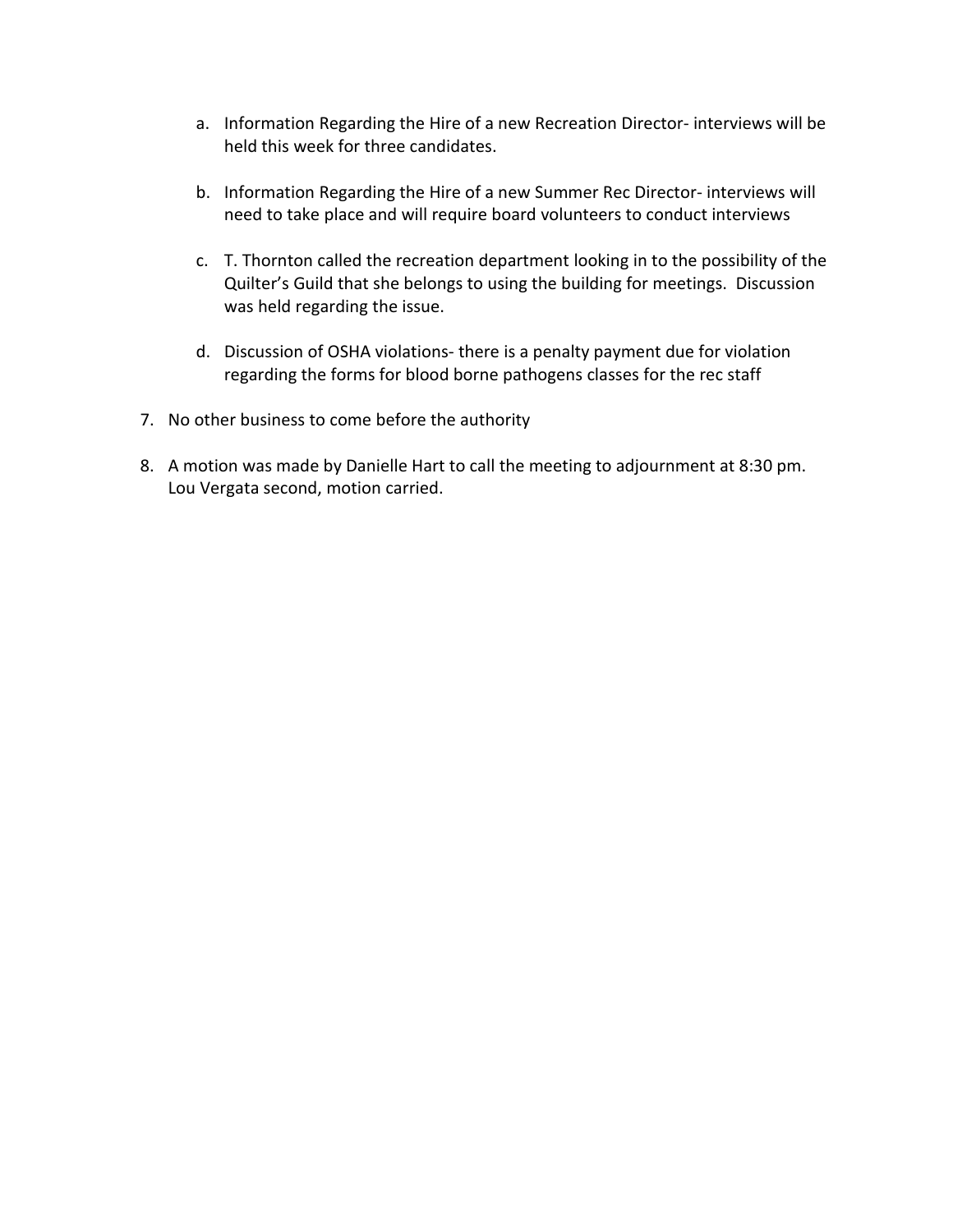a. Information Regarding the Hire of a new Recreation Director- interviews will be held this week for three candidates.

b. Information Regarding the Hire of a new Summer Rec Director- interviews will need to take place and will require board volunteers to conduct interviews

c. T. Thornton called the recreation department looking in to the possibility of the Quilter's Guild that she belongs to using the building for meetings. Discussion was held regarding the issue.

d. Discussion of OSHA violations- there is a penalty payment due for violation regarding the forms for blood borne pathogens classes for the rec staff

7. No other business to come before the authority

8. A motion was made by Danielle Hart to call the meeting to adjournment at 8:30 pm. Lou Vergata second, motion carried.